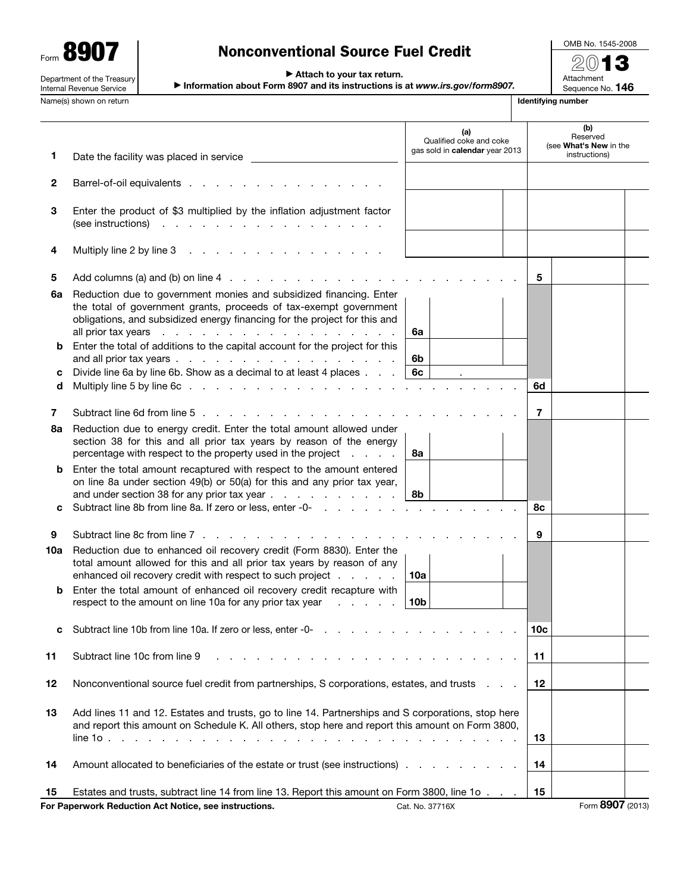Form **8907**

Department of the Treasury
Internal Revenue Service

# Nonconventional Source Fuel Credit

▶ Attach to your tax return.

▶ Information about Form 8907 and its instructions is at *www.irs.gov/form8907.*

OMB No. 1545-2008

**2013**

Attachment Sequence No. **146**

Name(s) shown on return | **Identifying number**

| | | (a) Qualified coke and coke gas sold in **calendar** year 2013 | (b) Reserved (see **What's New** in the instructions) |
|---|---|---|---|
| **1** | Date the facility was placed in service | | |
| **2** | Barrel-of-oil equivalents | | |
| **3** | Enter the product of $3 multiplied by the inflation adjustment factor (see instructions) | | |
| **4** | Multiply line 2 by line 3 | | |

| | | | | | |
|---|---|---|---|---|---|
| **5** | Add columns (a) and (b) on line 4 | | | **5** | |
| **6a** | Reduction due to government monies and subsidized financing. Enter the total of government grants, proceeds of tax-exempt government obligations, and subsidized energy financing for the project for this and all prior tax years | **6a** | | | |
| **b** | Enter the total of additions to the capital account for the project for this and all prior tax years | **6b** | | | |
| **c** | Divide line 6a by line 6b. Show as a decimal to at least 4 places | **6c** | . | | |
| **d** | Multiply line 5 by line 6c | | | **6d** | |
| **7** | Subtract line 6d from line 5 | | | **7** | |
| **8a** | Reduction due to energy credit. Enter the total amount allowed under section 38 for this and all prior tax years by reason of the energy percentage with respect to the property used in the project | **8a** | | | |
| **b** | Enter the total amount recaptured with respect to the amount entered on line 8a under section 49(b) or 50(a) for this and any prior tax year, and under section 38 for any prior tax year | **8b** | | | |
| **c** | Subtract line 8b from line 8a. If zero or less, enter -0- | | | **8c** | |
| **9** | Subtract line 8c from line 7 | | | **9** | |
| **10a** | Reduction due to enhanced oil recovery credit (Form 8830). Enter the total amount allowed for this and all prior tax years by reason of any enhanced oil recovery credit with respect to such project | **10a** | | | |
| **b** | Enter the total amount of enhanced oil recovery credit recapture with respect to the amount on line 10a for any prior tax year | **10b** | | | |
| **c** | Subtract line 10b from line 10a. If zero or less, enter -0- | | | **10c** | |
| **11** | Subtract line 10c from line 9 | | | **11** | |
| **12** | Nonconventional source fuel credit from partnerships, S corporations, estates, and trusts | | | **12** | |
| **13** | Add lines 11 and 12. Estates and trusts, go to line 14. Partnerships and S corporations, stop here and report this amount on Schedule K. All others, stop here and report this amount on Form 3800, line 1o | | | **13** | |
| **14** | Amount allocated to beneficiaries of the estate or trust (see instructions) | | | **14** | |
| **15** | Estates and trusts, subtract line 14 from line 13. Report this amount on Form 3800, line 1o | | | **15** | |

**For Paperwork Reduction Act Notice, see instructions.** Cat. No. 37716X Form **8907** (2013)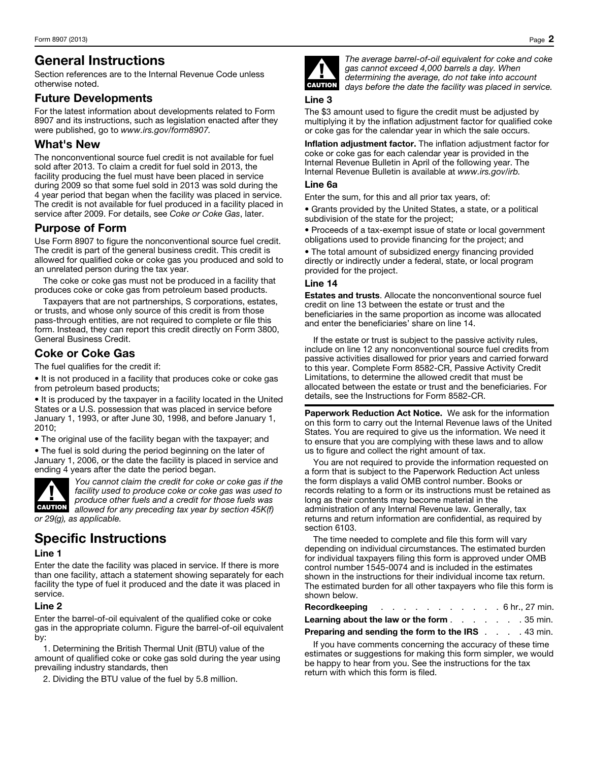# General Instructions

Section references are to the Internal Revenue Code unless otherwise noted.

## Future Developments

For the latest information about developments related to Form 8907 and its instructions, such as legislation enacted after they were published, go to *www.irs.gov/form8907*.

## What's New

The nonconventional source fuel credit is not available for fuel sold after 2013. To claim a credit for fuel sold in 2013, the facility producing the fuel must have been placed in service during 2009 so that some fuel sold in 2013 was sold during the 4 year period that began when the facility was placed in service. The credit is not available for fuel produced in a facility placed in service after 2009. For details, see *Coke or Coke Gas*, later.

## Purpose of Form

Use Form 8907 to figure the nonconventional source fuel credit. The credit is part of the general business credit. This credit is allowed for qualified coke or coke gas you produced and sold to an unrelated person during the tax year.

The coke or coke gas must not be produced in a facility that produces coke or coke gas from petroleum based products.

Taxpayers that are not partnerships, S corporations, estates, or trusts, and whose only source of this credit is from those pass-through entities, are not required to complete or file this form. Instead, they can report this credit directly on Form 3800, General Business Credit.

## Coke or Coke Gas

The fuel qualifies for the credit if:

- It is not produced in a facility that produces coke or coke gas from petroleum based products;
- It is produced by the taxpayer in a facility located in the United States or a U.S. possession that was placed in service before January 1, 1993, or after June 30, 1998, and before January 1, 2010;
- The original use of the facility began with the taxpayer; and
- The fuel is sold during the period beginning on the later of January 1, 2006, or the date the facility is placed in service and ending 4 years after the date the period began.

**CAUTION** *You cannot claim the credit for coke or coke gas if the facility used to produce coke or coke gas was used to produce other fuels and a credit for those fuels was allowed for any preceding tax year by section 45K(f) or 29(g), as applicable.*

# Specific Instructions

### Line 1

Enter the date the facility was placed in service. If there is more than one facility, attach a statement showing separately for each facility the type of fuel it produced and the date it was placed in service.

### Line 2

Enter the barrel-of-oil equivalent of the qualified coke or coke gas in the appropriate column. Figure the barrel-of-oil equivalent by:

1. Determining the British Thermal Unit (BTU) value of the amount of qualified coke or coke gas sold during the year using prevailing industry standards, then
2. Dividing the BTU value of the fuel by 5.8 million.

**CAUTION** *The average barrel-of-oil equivalent for coke and coke gas cannot exceed 4,000 barrels a day. When determining the average, do not take into account days before the date the facility was placed in service.*

### Line 3

The $3 amount used to figure the credit must be adjusted by multiplying it by the inflation adjustment factor for qualified coke or coke gas for the calendar year in which the sale occurs.

**Inflation adjustment factor.** The inflation adjustment factor for coke or coke gas for each calendar year is provided in the Internal Revenue Bulletin in April of the following year. The Internal Revenue Bulletin is available at *www.irs.gov/irb.*

### Line 6a

Enter the sum, for this and all prior tax years, of:

- Grants provided by the United States, a state, or a political subdivision of the state for the project;
- Proceeds of a tax-exempt issue of state or local government obligations used to provide financing for the project; and
- The total amount of subsidized energy financing provided directly or indirectly under a federal, state, or local program provided for the project.

### Line 14

**Estates and trusts**. Allocate the nonconventional source fuel credit on line 13 between the estate or trust and the beneficiaries in the same proportion as income was allocated and enter the beneficiaries' share on line 14.

If the estate or trust is subject to the passive activity rules, include on line 12 any nonconventional source fuel credits from passive activities disallowed for prior years and carried forward to this year. Complete Form 8582-CR, Passive Activity Credit Limitations, to determine the allowed credit that must be allocated between the estate or trust and the beneficiaries. For details, see the Instructions for Form 8582-CR.

**Paperwork Reduction Act Notice.** We ask for the information on this form to carry out the Internal Revenue laws of the United States. You are required to give us the information. We need it to ensure that you are complying with these laws and to allow us to figure and collect the right amount of tax.

You are not required to provide the information requested on a form that is subject to the Paperwork Reduction Act unless the form displays a valid OMB control number. Books or records relating to a form or its instructions must be retained as long as their contents may become material in the administration of any Internal Revenue law. Generally, tax returns and return information are confidential, as required by section 6103.

The time needed to complete and file this form will vary depending on individual circumstances. The estimated burden for individual taxpayers filing this form is approved under OMB control number 1545-0074 and is included in the estimates shown in the instructions for their individual income tax return. The estimated burden for all other taxpayers who file this form is shown below.

**Recordkeeping** . . . . . . . . . . . . 6 hr., 27 min.

**Learning about the law or the form** . . . . . . . . 35 min.

**Preparing and sending the form to the IRS** . . . . 43 min.

If you have comments concerning the accuracy of these time estimates or suggestions for making this form simpler, we would be happy to hear from you. See the instructions for the tax return with which this form is filed.